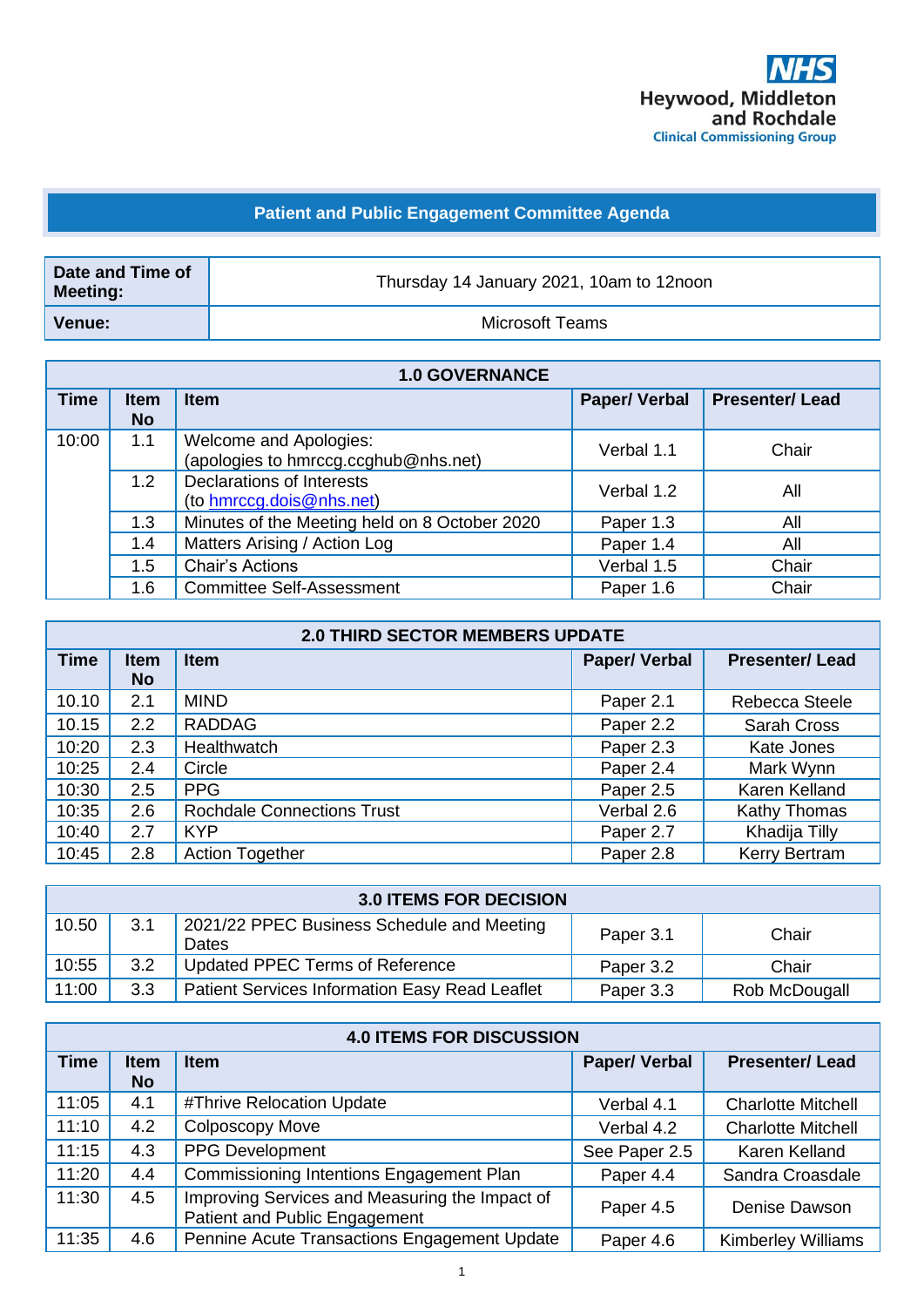NHS Heywood, Middleton and Rochdale Clinical Commissioning Group

# Patient and Public Engagement Committee Agenda

| Date and Time of Meeting: | Thursday 14 January 2021, 10am to 12noon |
|---|---|
| Venue: | Microsoft Teams |

| 1.0 GOVERNANCE | | | | |
|---|---|---|---|---|
| **Time** | **Item No** | **Item** | **Paper/ Verbal** | **Presenter/ Lead** |
| 10:00 | 1.1 | Welcome and Apologies: (apologies to hmrccg.ccghub@nhs.net) | Verbal 1.1 | Chair |
| | 1.2 | Declarations of Interests (to hmrccg.dois@nhs.net) | Verbal 1.2 | All |
| | 1.3 | Minutes of the Meeting held on 8 October 2020 | Paper 1.3 | All |
| | 1.4 | Matters Arising / Action Log | Paper 1.4 | All |
| | 1.5 | Chair's Actions | Verbal 1.5 | Chair |
| | 1.6 | Committee Self-Assessment | Paper 1.6 | Chair |

| 2.0 THIRD SECTOR MEMBERS UPDATE | | | | |
|---|---|---|---|---|
| **Time** | **Item No** | **Item** | **Paper/ Verbal** | **Presenter/ Lead** |
| 10.10 | 2.1 | MIND | Paper 2.1 | Rebecca Steele |
| 10.15 | 2.2 | RADDAG | Paper 2.2 | Sarah Cross |
| 10:20 | 2.3 | Healthwatch | Paper 2.3 | Kate Jones |
| 10:25 | 2.4 | Circle | Paper 2.4 | Mark Wynn |
| 10:30 | 2.5 | PPG | Paper 2.5 | Karen Kelland |
| 10:35 | 2.6 | Rochdale Connections Trust | Verbal 2.6 | Kathy Thomas |
| 10:40 | 2.7 | KYP | Paper 2.7 | Khadija Tilly |
| 10:45 | 2.8 | Action Together | Paper 2.8 | Kerry Bertram |

| 3.0 ITEMS FOR DECISION | | | | |
|---|---|---|---|---|
| 10.50 | 3.1 | 2021/22 PPEC Business Schedule and Meeting Dates | Paper 3.1 | Chair |
| 10:55 | 3.2 | Updated PPEC Terms of Reference | Paper 3.2 | Chair |
| 11:00 | 3.3 | Patient Services Information Easy Read Leaflet | Paper 3.3 | Rob McDougall |

| 4.0 ITEMS FOR DISCUSSION | | | | |
|---|---|---|---|---|
| **Time** | **Item No** | **Item** | **Paper/ Verbal** | **Presenter/ Lead** |
| 11:05 | 4.1 | #Thrive Relocation Update | Verbal 4.1 | Charlotte Mitchell |
| 11:10 | 4.2 | Colposcopy Move | Verbal 4.2 | Charlotte Mitchell |
| 11:15 | 4.3 | PPG Development | See Paper 2.5 | Karen Kelland |
| 11:20 | 4.4 | Commissioning Intentions Engagement Plan | Paper 4.4 | Sandra Croasdale |
| 11:30 | 4.5 | Improving Services and Measuring the Impact of Patient and Public Engagement | Paper 4.5 | Denise Dawson |
| 11:35 | 4.6 | Pennine Acute Transactions Engagement Update | Paper 4.6 | Kimberley Williams |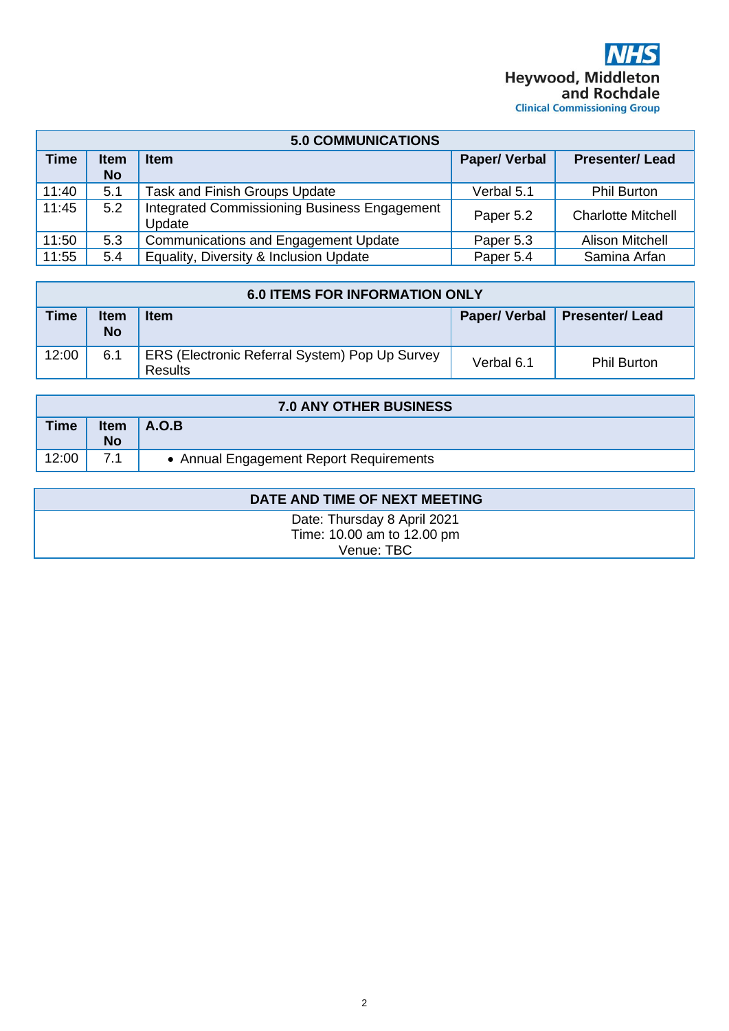Heywood, Middleton and Rochdale
Clinical Commissioning Group

| 5.0 COMMUNICATIONS | | | | |
|---|---|---|---|---|
| **Time** | **Item No** | **Item** | **Paper/ Verbal** | **Presenter/ Lead** |
| 11:40 | 5.1 | Task and Finish Groups Update | Verbal 5.1 | Phil Burton |
| 11:45 | 5.2 | Integrated Commissioning Business Engagement Update | Paper 5.2 | Charlotte Mitchell |
| 11:50 | 5.3 | Communications and Engagement Update | Paper 5.3 | Alison Mitchell |
| 11:55 | 5.4 | Equality, Diversity & Inclusion Update | Paper 5.4 | Samina Arfan |

| 6.0 ITEMS FOR INFORMATION ONLY | | | | |
|---|---|---|---|---|
| **Time** | **Item No** | **Item** | **Paper/ Verbal** | **Presenter/ Lead** |
| 12:00 | 6.1 | ERS (Electronic Referral System) Pop Up Survey Results | Verbal 6.1 | Phil Burton |

| 7.0 ANY OTHER BUSINESS | | |
|---|---|---|
| **Time** | **Item No** | **A.O.B** |
| 12:00 | 7.1 | • Annual Engagement Report Requirements |

| DATE AND TIME OF NEXT MEETING |
|---|
| Date: Thursday 8 April 2021<br>Time: 10.00 am to 12.00 pm<br>Venue: TBC |